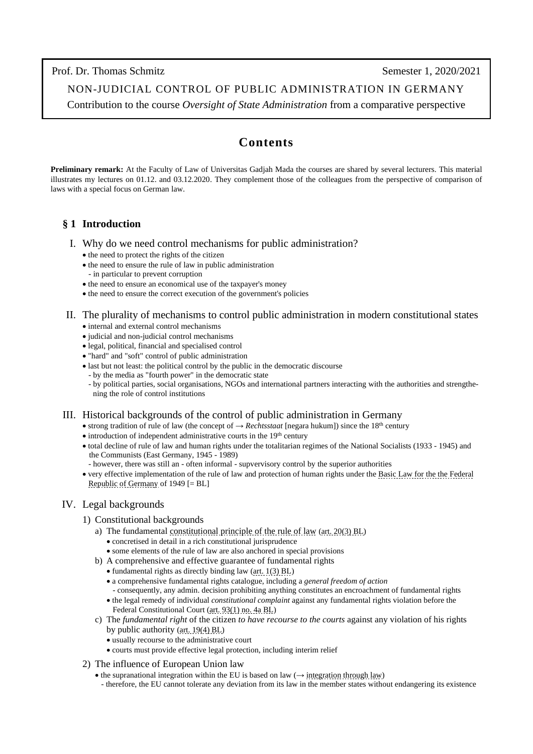Prof. Dr. Thomas Schmitz | Semester 1, 2020/2021

NON-JUDICIAL CONTROL OF PUBLIC ADMINISTRATION IN GERMANY

Contribution to the course *Oversight of State Administration* from a comparative perspective

# Contents

**Preliminary remark:** At the Faculty of Law of Universitas Gadjah Mada the courses are shared by several lecturers. This material illustrates my lectures on 01.12. and 03.12.2020. They complement those of the colleagues from the perspective of comparison of laws with a special focus on German law.

## § 1 Introduction

### I. Why do we need control mechanisms for public administration?

- the need to protect the rights of the citizen
- the need to ensure the rule of law in public administration
  - in particular to prevent corruption
- the need to ensure an economical use of the taxpayer's money
- the need to ensure the correct execution of the government's policies

### II. The plurality of mechanisms to control public administration in modern constitutional states

- internal and external control mechanisms
- judicial and non-judicial control mechanisms
- legal, political, financial and specialised control
- "hard" and "soft" control of public administration
- last but not least: the political control by the public in the democratic discourse
  - by the media as "fourth power" in the democratic state
  - by political parties, social organisations, NGOs and international partners interacting with the authorities and strengthening the role of control institutions

### III. Historical backgrounds of the control of public administration in Germany

- strong tradition of rule of law (the concept of → *Rechtsstaat* [negara hukum]) since the 18th century
- introduction of independent administrative courts in the 19th century
- total decline of rule of law and human rights under the totalitarian regimes of the National Socialists (1933 - 1945) and the Communists (East Germany, 1945 - 1989)
  - however, there was still an - often informal - supvervisory control by the superior authorities
- very effective implementation of the rule of law and protection of human rights under the Basic Law for the the Federal Republic of Germany of 1949 [= BL]

### IV. Legal backgrounds

1) Constitutional backgrounds
   a) The fundamental constitutional principle of the rule of law (art. 20(3) BL)
      - concretised in detail in a rich constitutional jurisprudence
      - some elements of the rule of law are also anchored in special provisions
   b) A comprehensive and effective guarantee of fundamental rights
      - fundamental rights as directly binding law (art. 1(3) BL)
      - a comprehensive fundamental rights catalogue, including a *general freedom of action*
        - consequently, any admin. decision prohibiting anything constitutes an encroachment of fundamental rights
      - the legal remedy of individual *constitutional complaint* against any fundamental rights violation before the Federal Constitutional Court (art. 93(1) no. 4a BL)
   c) The *fundamental right* of the citizen *to have recourse to the courts* against any violation of his rights by public authority (art. 19(4) BL)
      - usually recourse to the administrative court
      - courts must provide effective legal protection, including interim relief
2) The influence of European Union law
   - the supranational integration within the EU is based on law (→ integration through law)
     - therefore, the EU cannot tolerate any deviation from its law in the member states without endangering its existence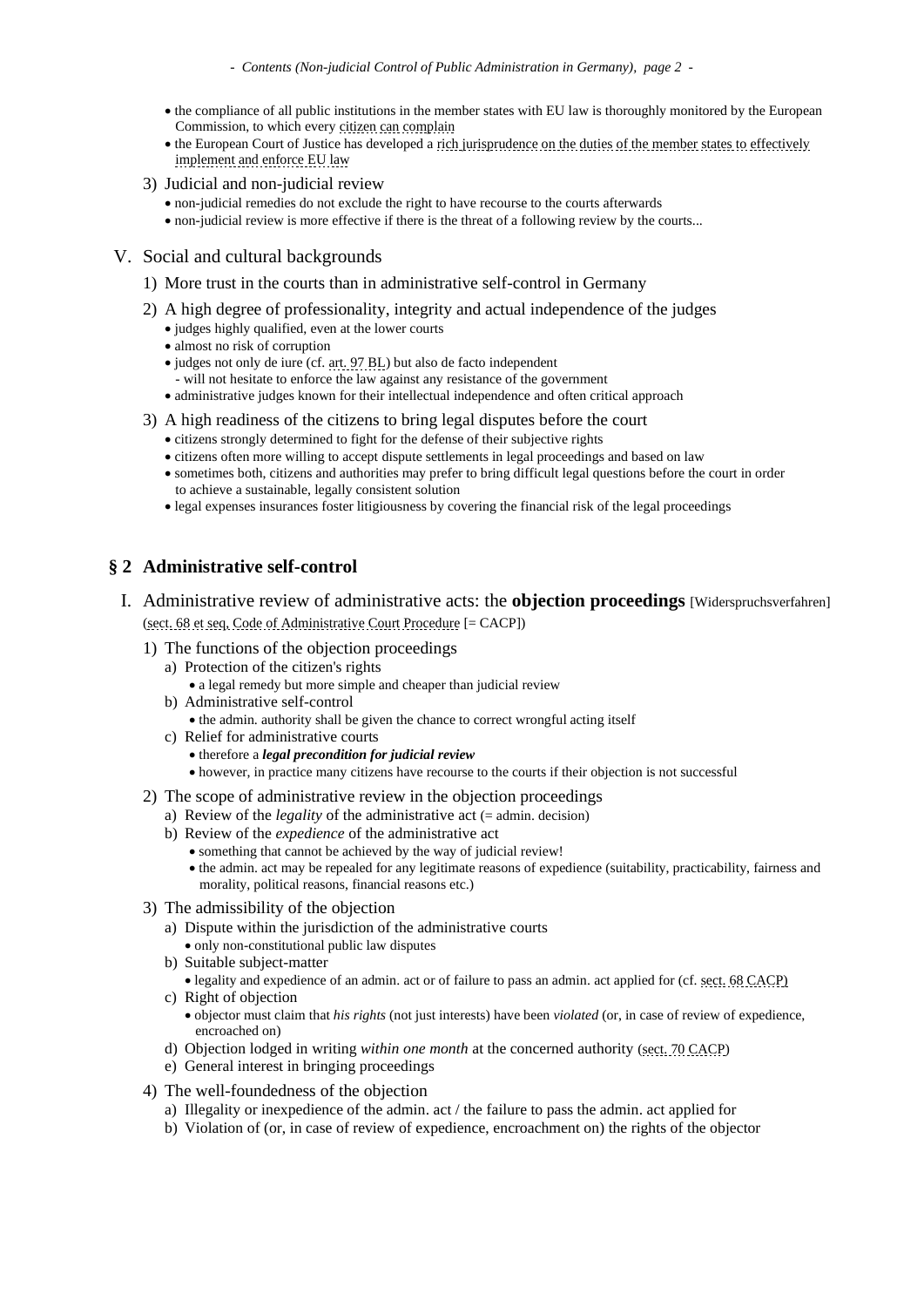- the compliance of all public institutions in the member states with EU law is thoroughly monitored by the European Commission, to which every citizen can complain
- the European Court of Justice has developed a rich jurisprudence on the duties of the member states to effectively implement and enforce EU law

3) Judicial and non-judicial review
   - non-judicial remedies do not exclude the right to have recourse to the courts afterwards
   - non-judicial review is more effective if there is the threat of a following review by the courts...

### V. Social and cultural backgrounds

1) More trust in the courts than in administrative self-control in Germany

2) A high degree of professionality, integrity and actual independence of the judges
   - judges highly qualified, even at the lower courts
   - almost no risk of corruption
   - judges not only de iure (cf. art. 97 BL) but also de facto independent
     - will not hesitate to enforce the law against any resistance of the government
   - administrative judges known for their intellectual independence and often critical approach

3) A high readiness of the citizens to bring legal disputes before the court
   - citizens strongly determined to fight for the defense of their subjective rights
   - citizens often more willing to accept dispute settlements in legal proceedings and based on law
   - sometimes both, citizens and authorities may prefer to bring difficult legal questions before the court in order to achieve a sustainable, legally consistent solution
   - legal expenses insurances foster litigiousness by covering the financial risk of the legal proceedings

## § 2 Administrative self-control

### I. Administrative review of administrative acts: the **objection proceedings** [Widerspruchsverfahren] (sect. 68 et seq. Code of Administrative Court Procedure [= CACP])

1) The functions of the objection proceedings
   a) Protection of the citizen's rights
      - a legal remedy but more simple and cheaper than judicial review
   b) Administrative self-control
      - the admin. authority shall be given the chance to correct wrongful acting itself
   c) Relief for administrative courts
      - therefore a ***legal precondition for judicial review***
      - however, in practice many citizens have recourse to the courts if their objection is not successful

2) The scope of administrative review in the objection proceedings
   a) Review of the *legality* of the administrative act (= admin. decision)
   b) Review of the *expedience* of the administrative act
      - something that cannot be achieved by the way of judicial review!
      - the admin. act may be repealed for any legitimate reasons of expedience (suitability, practicability, fairness and morality, political reasons, financial reasons etc.)

3) The admissibility of the objection
   a) Dispute within the jurisdiction of the administrative courts
      - only non-constitutional public law disputes
   b) Suitable subject-matter
      - legality and expedience of an admin. act or of failure to pass an admin. act applied for (cf. sect. 68 CACP)
   c) Right of objection
      - objector must claim that *his rights* (not just interests) have been *violated* (or, in case of review of expedience, encroached on)
   d) Objection lodged in writing *within one month* at the concerned authority (sect. 70 CACP)
   e) General interest in bringing proceedings

4) The well-foundedness of the objection
   a) Illegality or inexpedience of the admin. act / the failure to pass the admin. act applied for
   b) Violation of (or, in case of review of expedience, encroachment on) the rights of the objector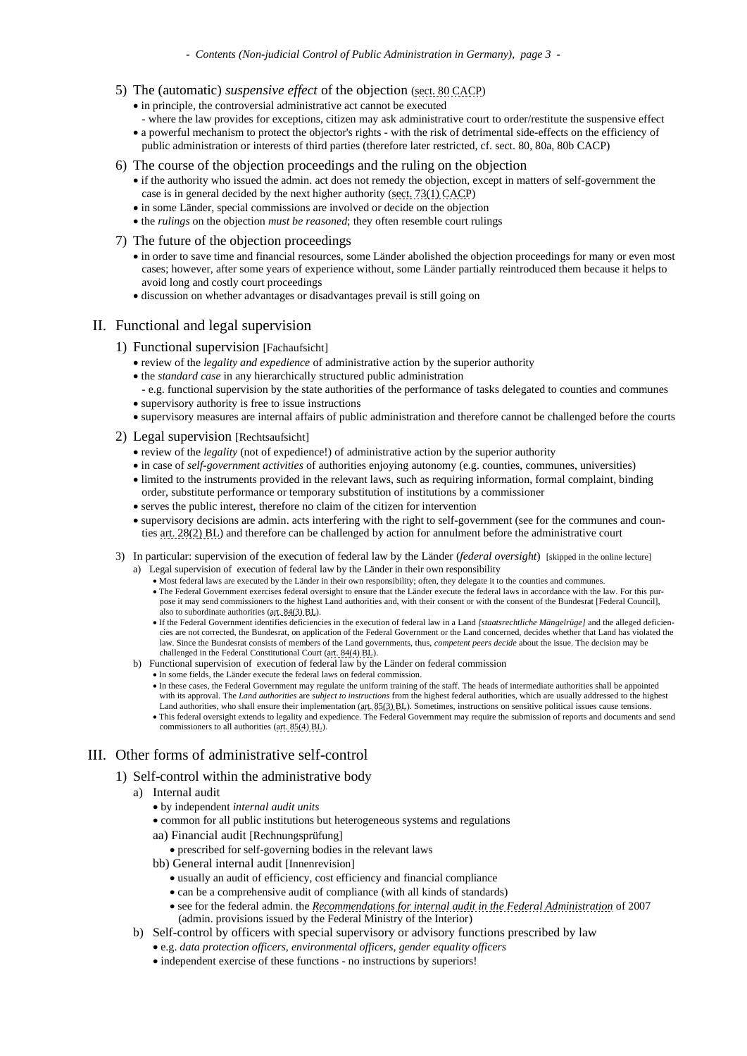5) The (automatic) *suspensive effect* of the objection (sect. 80 CACP)
   - in principle, the controversial administrative act cannot be executed
     - where the law provides for exceptions, citizen may ask administrative court to order/restitute the suspensive effect
   - a powerful mechanism to protect the objector's rights - with the risk of detrimental side-effects on the efficiency of public administration or interests of third parties (therefore later restricted, cf. sect. 80, 80a, 80b CACP)

6) The course of the objection proceedings and the ruling on the objection
   - if the authority who issued the admin. act does not remedy the objection, except in matters of self-government the case is in general decided by the next higher authority (sect. 73(1) CACP)
   - in some Länder, special commissions are involved or decide on the objection
   - the *rulings* on the objection *must be reasoned*; they often resemble court rulings

7) The future of the objection proceedings
   - in order to save time and financial resources, some Länder abolished the objection proceedings for many or even most cases; however, after some years of experience without, some Länder partially reintroduced them because it helps to avoid long and costly court proceedings
   - discussion on whether advantages or disadvantages prevail is still going on

## II. Functional and legal supervision

1) Functional supervision [Fachaufsicht]
   - review of the *legality and expedience* of administrative action by the superior authority
   - the *standard case* in any hierarchically structured public administration
     - e.g. functional supervision by the state authorities of the performance of tasks delegated to counties and communes
   - supervisory authority is free to issue instructions
   - supervisory measures are internal affairs of public administration and therefore cannot be challenged before the courts

2) Legal supervision [Rechtsaufsicht]
   - review of the *legality* (not of expedience!) of administrative action by the superior authority
   - in case of *self-government activities* of authorities enjoying autonomy (e.g. counties, communes, universities)
   - limited to the instruments provided in the relevant laws, such as requiring information, formal complaint, binding order, substitute performance or temporary substitution of institutions by a commissioner
   - serves the public interest, therefore no claim of the citizen for intervention
   - supervisory decisions are admin. acts interfering with the right to self-government (see for the communes and counties art. 28(2) BL) and therefore can be challenged by action for annulment before the administrative court

3) In particular: supervision of the execution of federal law by the Länder (*federal oversight*) [skipped in the online lecture]
   a) Legal supervision of execution of federal law by the Länder in their own responsibility
      - Most federal laws are executed by the Länder in their own responsibility; often, they delegate it to the counties and communes.
      - The Federal Government exercises federal oversight to ensure that the Länder execute the federal laws in accordance with the law. For this purpose it may send commissioners to the highest Land authorities and, with their consent or with the consent of the Bundesrat [Federal Council], also to subordinate authorities (art. 84(3) BL).
      - If the Federal Government identifies deficiencies in the execution of federal law in a Land *[staatsrechtliche Mängelrüge]* and the alleged deficiencies are not corrected, the Bundesrat, on application of the Federal Government or the Land concerned, decides whether that Land has violated the law. Since the Bundesrat consists of members of the Land governments, thus, *competent peers decide* about the issue. The decision may be challenged in the Federal Constitutional Court (art. 84(4) BL).

   b) Functional supervision of execution of federal law by the Länder on federal commission
      - In some fields, the Länder execute the federal laws on federal commission.
      - In these cases, the Federal Government may regulate the uniform training of the staff. The heads of intermediate authorities shall be appointed with its approval. The *Land authorities* are *subject to instructions* from the highest federal authorities, which are usually addressed to the highest Land authorities, who shall ensure their implementation (art. 85(3) BL). Sometimes, instructions on sensitive political issues cause tensions.
      - This federal oversight extends to legality and expedience. The Federal Government may require the submission of reports and documents and send commissioners to all authorities (art. 85(4) BL).

## III. Other forms of administrative self-control

1) Self-control within the administrative body
   a) Internal audit
      - by independent *internal audit units*
      - common for all public institutions but heterogeneous systems and regulations

      aa) Financial audit [Rechnungsprüfung]
        - prescribed for self-governing bodies in the relevant laws

      bb) General internal audit [Innenrevision]
        - usually an audit of efficiency, cost efficiency and financial compliance
        - can be a comprehensive audit of compliance (with all kinds of standards)
        - see for the federal admin. the *Recommendations for internal audit in the Federal Administration* of 2007 (admin. provisions issued by the Federal Ministry of the Interior)

   b) Self-control by officers with special supervisory or advisory functions prescribed by law
      - e.g. *data protection officers, environmental officers, gender equality officers*
      - independent exercise of these functions - no instructions by superiors!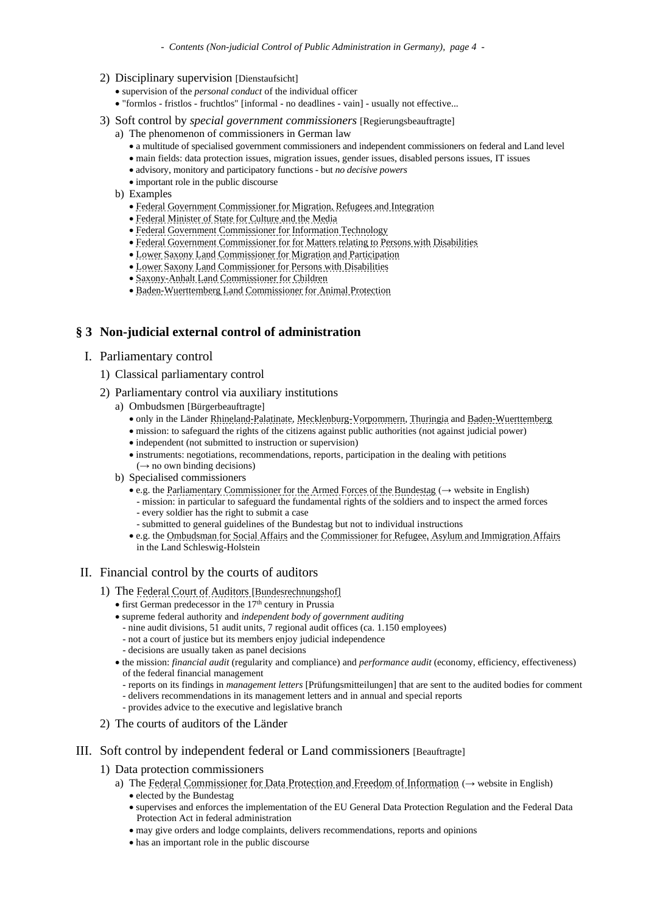2) Disciplinary supervision [Dienstaufsicht]
   - supervision of the *personal conduct* of the individual officer
   - "formlos - fristlos - fruchtlos" [informal - no deadlines - vain] - usually not effective...

3) Soft control by *special government commissioners* [Regierungsbeauftragte]
   a) The phenomenon of commissioners in German law
      - a multitude of specialised government commissioners and independent commissioners on federal and Land level
      - main fields: data protection issues, migration issues, gender issues, disabled persons issues, IT issues
      - advisory, monitory and participatory functions - but *no decisive powers*
      - important role in the public discourse

   b) Examples
      - Federal Government Commissioner for Migration, Refugees and Integration
      - Federal Minister of State for Culture and the Media
      - Federal Government Commissioner for Information Technology
      - Federal Government Commissioner for for Matters relating to Persons with Disabilities
      - Lower Saxony Land Commissioner for Migration and Participation
      - Lower Saxony Land Commissioner for Persons with Disabilities
      - Saxony-Anhalt Land Commissioner for Children
      - Baden-Wuerttemberg Land Commissioner for Animal Protection

## § 3 Non-judicial external control of administration

### I. Parliamentary control

1) Classical parliamentary control

2) Parliamentary control via auxiliary institutions
   a) Ombudsmen [Bürgerbeauftragte]
      - only in the Länder Rhineland-Palatinate, Mecklenburg-Vorpommern, Thuringia and Baden-Wuerttemberg
      - mission: to safeguard the rights of the citizens against public authorities (not against judicial power)
      - independent (not submitted to instruction or supervision)
      - instruments: negotiations, recommendations, reports, participation in the dealing with petitions (→ no own binding decisions)

   b) Specialised commissioners
      - e.g. the Parliamentary Commissioner for the Armed Forces of the Bundestag (→ website in English)
        - mission: in particular to safeguard the fundamental rights of the soldiers and to inspect the armed forces
        - every soldier has the right to submit a case
        - submitted to general guidelines of the Bundestag but not to individual instructions
      - e.g. the Ombudsman for Social Affairs and the Commissioner for Refugee, Asylum and Immigration Affairs in the Land Schleswig-Holstein

### II. Financial control by the courts of auditors

1) The Federal Court of Auditors [Bundesrechnungshof]
   - first German predecessor in the 17th century in Prussia
   - supreme federal authority and *independent body of government auditing*
     - nine audit divisions, 51 audit units, 7 regional audit offices (ca. 1.150 employees)
     - not a court of justice but its members enjoy judicial independence
     - decisions are usually taken as panel decisions
   - the mission: *financial audit* (regularity and compliance) and *performance audit* (economy, efficiency, effectiveness) of the federal financial management
     - reports on its findings in *management letters* [Prüfungsmitteilungen] that are sent to the audited bodies for comment
     - delivers recommendations in its management letters and in annual and special reports
     - provides advice to the executive and legislative branch

2) The courts of auditors of the Länder

### III. Soft control by independent federal or Land commissioners [Beauftragte]

1) Data protection commissioners
   a) The Federal Commissioner for Data Protection and Freedom of Information (→ website in English)
      - elected by the Bundestag
      - supervises and enforces the implementation of the EU General Data Protection Regulation and the Federal Data Protection Act in federal administration
      - may give orders and lodge complaints, delivers recommendations, reports and opinions
      - has an important role in the public discourse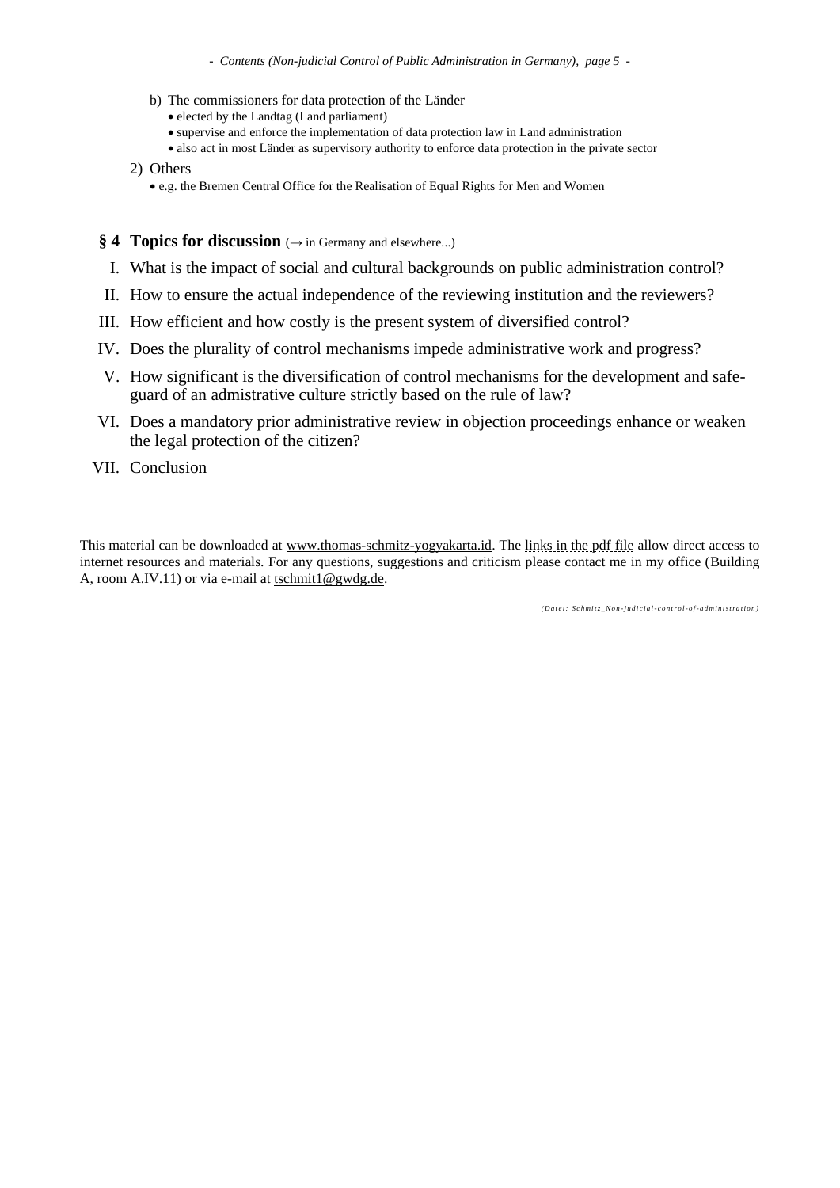b) The commissioners for data protection of the Länder
   - elected by the Landtag (Land parliament)
   - supervise and enforce the implementation of data protection law in Land administration
   - also act in most Länder as supervisory authority to enforce data protection in the private sector

2) Others
   - e.g. the Bremen Central Office for the Realisation of Equal Rights for Men and Women

## § 4 Topics for discussion (→ in Germany and elsewhere...)

I. What is the impact of social and cultural backgrounds on public administration control?

II. How to ensure the actual independence of the reviewing institution and the reviewers?

III. How efficient and how costly is the present system of diversified control?

IV. Does the plurality of control mechanisms impede administrative work and progress?

V. How significant is the diversification of control mechanisms for the development and safeguard of an admistrative culture strictly based on the rule of law?

VI. Does a mandatory prior administrative review in objection proceedings enhance or weaken the legal protection of the citizen?

VII. Conclusion

This material can be downloaded at www.thomas-schmitz-yogyakarta.id. The links in the pdf file allow direct access to internet resources and materials. For any questions, suggestions and criticism please contact me in my office (Building A, room A.IV.11) or via e-mail at tschmit1@gwdg.de.

*(Datei: Schmitz_Non-judicial-control-of-administration)*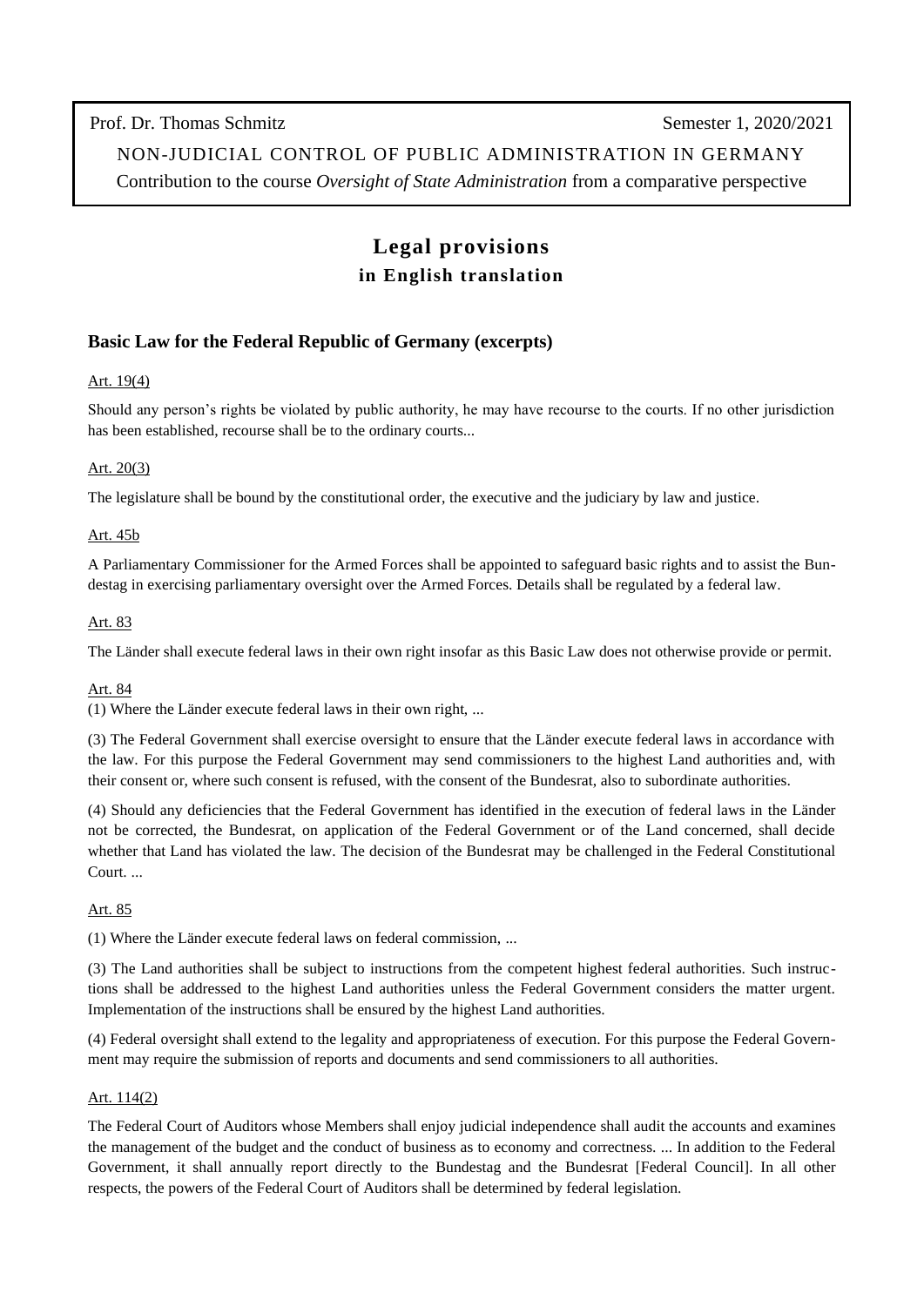Prof. Dr. Thomas Schmitz Semester 1, 2020/2021

NON-JUDICIAL CONTROL OF PUBLIC ADMINISTRATION IN GERMANY

Contribution to the course *Oversight of State Administration* from a comparative perspective

# Legal provisions
## in English translation

### Basic Law for the Federal Republic of Germany (excerpts)

Art. 19(4)

Should any person's rights be violated by public authority, he may have recourse to the courts. If no other jurisdiction has been established, recourse shall be to the ordinary courts...

Art. 20(3)

The legislature shall be bound by the constitutional order, the executive and the judiciary by law and justice.

Art. 45b

A Parliamentary Commissioner for the Armed Forces shall be appointed to safeguard basic rights and to assist the Bundestag in exercising parliamentary oversight over the Armed Forces. Details shall be regulated by a federal law.

Art. 83

The Länder shall execute federal laws in their own right insofar as this Basic Law does not otherwise provide or permit.

Art. 84

(1) Where the Länder execute federal laws in their own right, ...

(3) The Federal Government shall exercise oversight to ensure that the Länder execute federal laws in accordance with the law. For this purpose the Federal Government may send commissioners to the highest Land authorities and, with their consent or, where such consent is refused, with the consent of the Bundesrat, also to subordinate authorities.

(4) Should any deficiencies that the Federal Government has identified in the execution of federal laws in the Länder not be corrected, the Bundesrat, on application of the Federal Government or of the Land concerned, shall decide whether that Land has violated the law. The decision of the Bundesrat may be challenged in the Federal Constitutional Court. ...

Art. 85

(1) Where the Länder execute federal laws on federal commission, ...

(3) The Land authorities shall be subject to instructions from the competent highest federal authorities. Such instructions shall be addressed to the highest Land authorities unless the Federal Government considers the matter urgent. Implementation of the instructions shall be ensured by the highest Land authorities.

(4) Federal oversight shall extend to the legality and appropriateness of execution. For this purpose the Federal Government may require the submission of reports and documents and send commissioners to all authorities.

Art. 114(2)

The Federal Court of Auditors whose Members shall enjoy judicial independence shall audit the accounts and examines the management of the budget and the conduct of business as to economy and correctness. ... In addition to the Federal Government, it shall annually report directly to the Bundestag and the Bundesrat [Federal Council]. In all other respects, the powers of the Federal Court of Auditors shall be determined by federal legislation.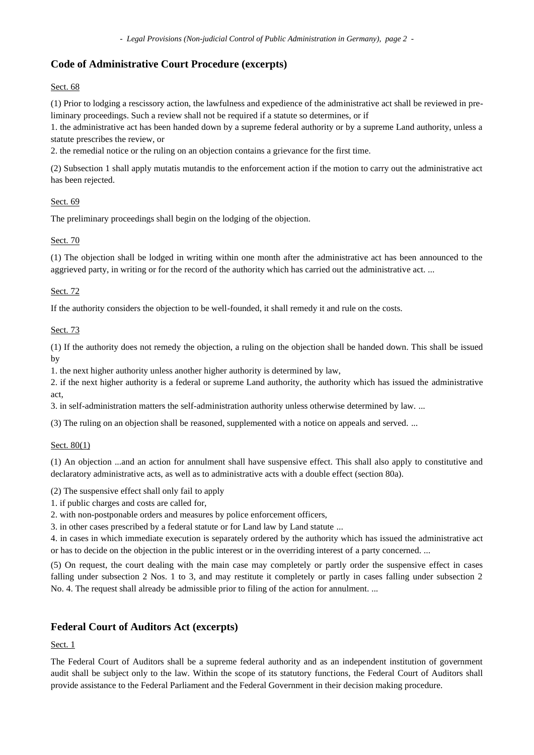## Code of Administrative Court Procedure (excerpts)

Sect. 68

(1) Prior to lodging a rescissory action, the lawfulness and expedience of the administrative act shall be reviewed in preliminary proceedings. Such a review shall not be required if a statute so determines, or if

1. the administrative act has been handed down by a supreme federal authority or by a supreme Land authority, unless a statute prescribes the review, or

2. the remedial notice or the ruling on an objection contains a grievance for the first time.

(2) Subsection 1 shall apply mutatis mutandis to the enforcement action if the motion to carry out the administrative act has been rejected.

Sect. 69

The preliminary proceedings shall begin on the lodging of the objection.

Sect. 70

(1) The objection shall be lodged in writing within one month after the administrative act has been announced to the aggrieved party, in writing or for the record of the authority which has carried out the administrative act. ...

Sect. 72

If the authority considers the objection to be well-founded, it shall remedy it and rule on the costs.

Sect. 73

(1) If the authority does not remedy the objection, a ruling on the objection shall be handed down. This shall be issued by

1. the next higher authority unless another higher authority is determined by law,

2. if the next higher authority is a federal or supreme Land authority, the authority which has issued the administrative act,

3. in self-administration matters the self-administration authority unless otherwise determined by law. ...

(3) The ruling on an objection shall be reasoned, supplemented with a notice on appeals and served. ...

Sect. 80(1)

(1) An objection ...and an action for annulment shall have suspensive effect. This shall also apply to constitutive and declaratory administrative acts, as well as to administrative acts with a double effect (section 80a).

(2) The suspensive effect shall only fail to apply

1. if public charges and costs are called for,

2. with non-postponable orders and measures by police enforcement officers,

3. in other cases prescribed by a federal statute or for Land law by Land statute ...

4. in cases in which immediate execution is separately ordered by the authority which has issued the administrative act or has to decide on the objection in the public interest or in the overriding interest of a party concerned. ...

(5) On request, the court dealing with the main case may completely or partly order the suspensive effect in cases falling under subsection 2 Nos. 1 to 3, and may restitute it completely or partly in cases falling under subsection 2 No. 4. The request shall already be admissible prior to filing of the action for annulment. ...

## Federal Court of Auditors Act (excerpts)

Sect. 1

The Federal Court of Auditors shall be a supreme federal authority and as an independent institution of government audit shall be subject only to the law. Within the scope of its statutory functions, the Federal Court of Auditors shall provide assistance to the Federal Parliament and the Federal Government in their decision making procedure.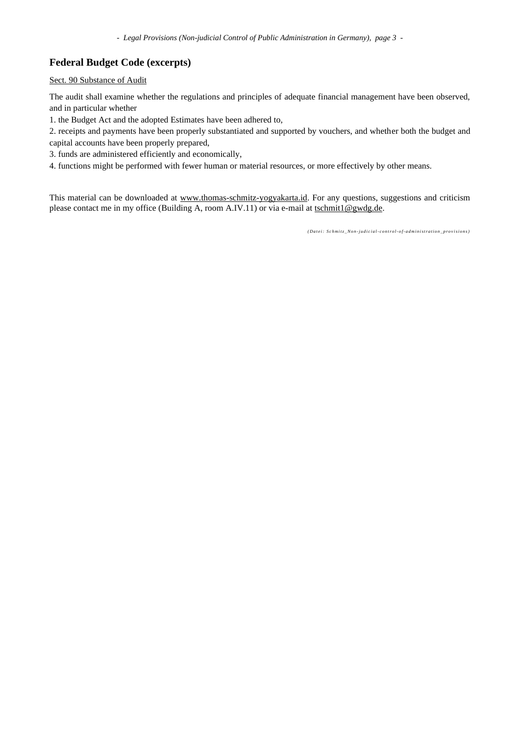## Federal Budget Code (excerpts)

Sect. 90 Substance of Audit

The audit shall examine whether the regulations and principles of adequate financial management have been observed, and in particular whether

1. the Budget Act and the adopted Estimates have been adhered to,
2. receipts and payments have been properly substantiated and supported by vouchers, and whether both the budget and capital accounts have been properly prepared,
3. funds are administered efficiently and economically,
4. functions might be performed with fewer human or material resources, or more effectively by other means.

This material can be downloaded at www.thomas-schmitz-yogyakarta.id. For any questions, suggestions and criticism please contact me in my office (Building A, room A.IV.11) or via e-mail at tschmit1@gwdg.de.

*(Datei: Schmitz_Non-judicial-control-of-administration_provisions)*